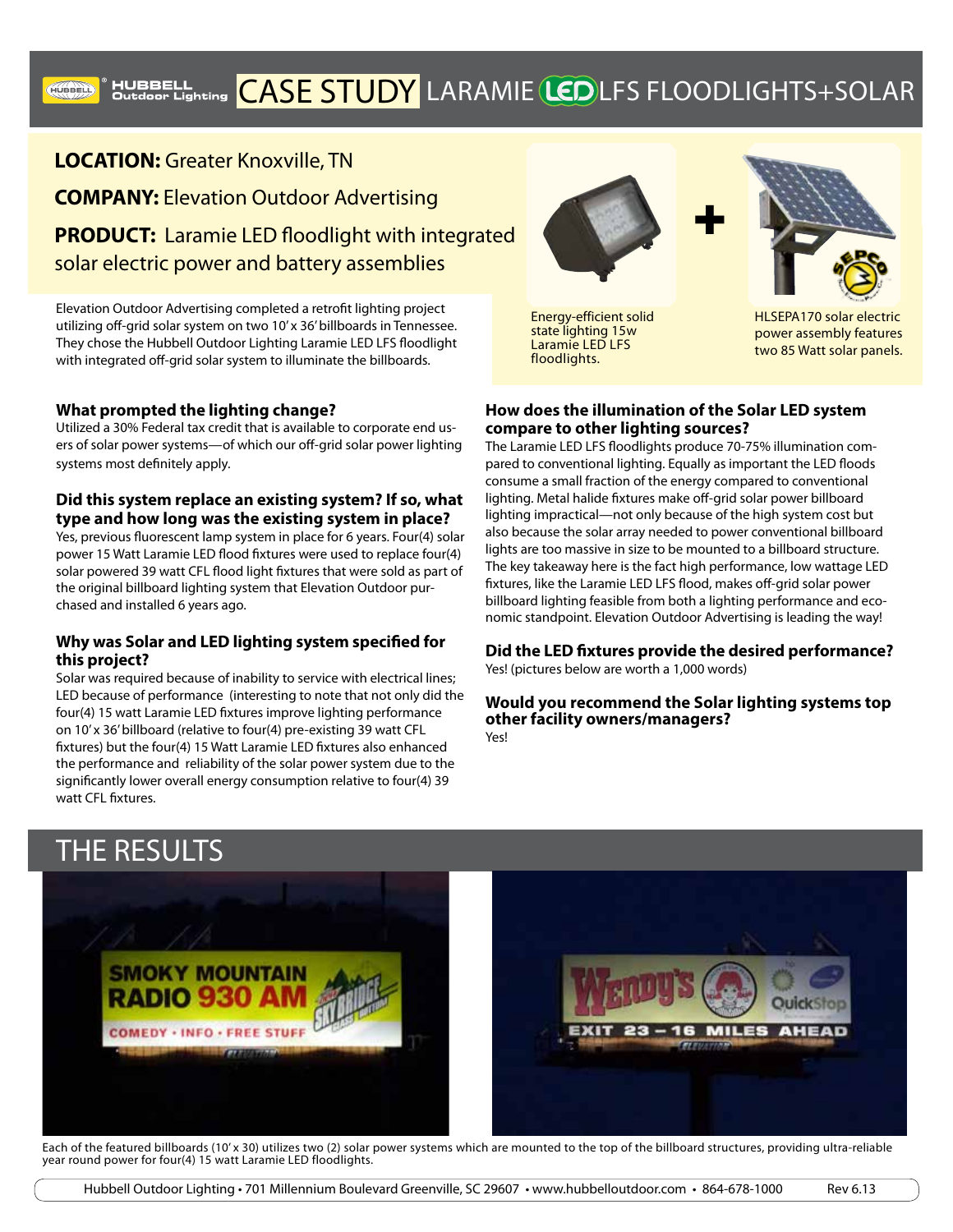# CASE STUDY LARAMIE LED LFS FLOODLIGHTS+SOLAR

**LOCATION:** Greater Knoxville, TN

**COMPANY:** Elevation Outdoor Advertising

**PRODUCT:** Laramie LED floodlight with integrated solar electric power and battery assemblies

Elevation Outdoor Advertising completed a retrofit lighting project utilizing off-grid solar system on two 10' x 36' billboards in Tennessee. They chose the Hubbell Outdoor Lighting Laramie LED LFS floodlight with integrated off-grid solar system to illuminate the billboards.

Energy-efficient solid state lighting 15w Laramie LED LFS floodlights.

HLSEPA170 solar electric power assembly features two 85 Watt solar panels.

### What prompted the lighting change?

Utilized a 30% Federal tax credit that is available to corporate end users of solar power systems—of which our off-grid solar power lighting systems most definitely apply.

### Did this system replace an existing system? If so, what type and how long was the existing system in place?

Yes, previous fluorescent lamp system in place for 6 years. Four(4) solar power 15 Watt Laramie LED flood fixtures were used to replace four(4) solar powered 39 watt CFL flood light fixtures that were sold as part of the original billboard lighting system that Elevation Outdoor purchased and installed 6 years ago.

### Why was Solar and LED lighting system specified for this project?

Solar was required because of inability to service with electrical lines; LED because of performance (interesting to note that not only did the four(4) 15 watt Laramie LED fixtures improve lighting performance on 10' x 36' billboard (relative to four(4) pre-existing 39 watt CFL fixtures) but the four(4) 15 Watt Laramie LED fixtures also enhanced the performance and reliability of the solar power system due to the significantly lower overall energy consumption relative to four(4) 39 watt CFL fixtures.

### How does the illumination of the Solar LED system compare to other lighting sources?

The Laramie LED LFS floodlights produce 70-75% illumination compared to conventional lighting. Equally as important the LED floods consume a small fraction of the energy compared to conventional lighting. Metal halide fixtures make off-grid solar power billboard lighting impractical—not only because of the high system cost but also because the solar array needed to power conventional billboard lights are too massive in size to be mounted to a billboard structure. The key takeaway here is the fact high performance, low wattage LED fixtures, like the Laramie LED LFS flood, makes off-grid solar power billboard lighting feasible from both a lighting performance and economic standpoint. Elevation Outdoor Advertising is leading the way!

### Did the LED fixtures provide the desired performance?

Yes! (pictures below are worth a 1,000 words)

### Would you recommend the Solar lighting systems top other facility owners/managers?

Yes!

## THE RESULTS

Each of the featured billboards (10' x 30) utilizes two (2) solar power systems which are mounted to the top of the billboard structures, providing ultra-reliable year round power for four(4) 15 watt Laramie LED floodlights.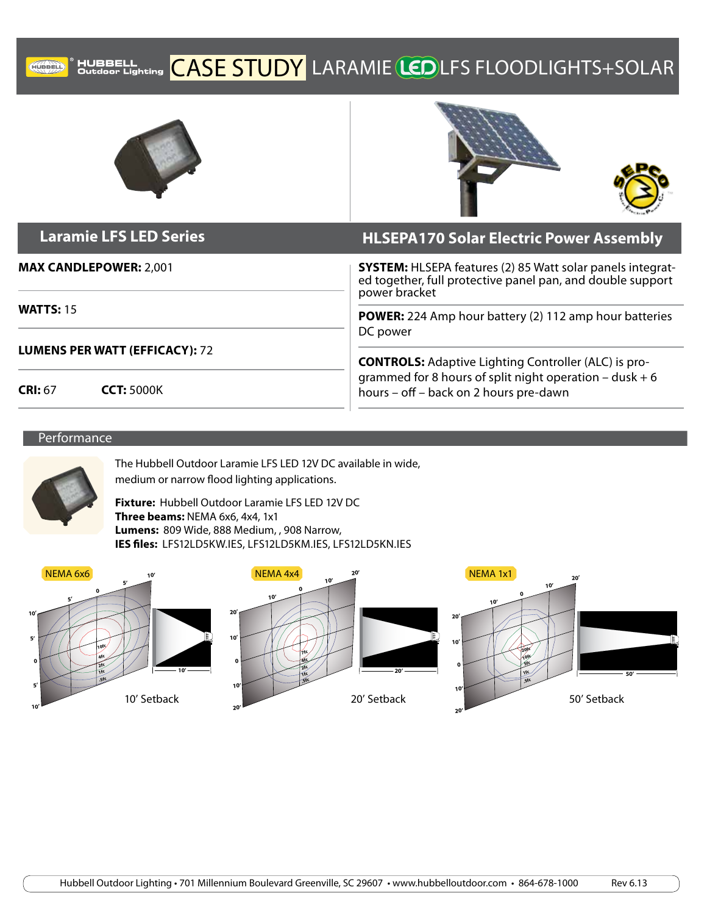# CASE STUDY LARAMIE LED LFS FLOODLIGHTS+SOLAR

## Laramie LFS LED Series

**MAX CANDLEPOWER:** 2,001

**WATTS:** 15

**LUMENS PER WATT (EFFICACY):** 72

**CRI:** 67 **CCT:** 5000K

## HLSEPA170 Solar Electric Power Assembly

**SYSTEM:** HLSEPA features (2) 85 Watt solar panels integrated together, full protective panel pan, and double support power bracket

**POWER:** 224 Amp hour battery (2) 112 amp hour batteries DC power

**CONTROLS:** Adaptive Lighting Controller (ALC) is programmed for 8 hours of split night operation – dusk + 6 hours – off – back on 2 hours pre-dawn

## Performance

The Hubbell Outdoor Laramie LFS LED 12V DC available in wide, medium or narrow flood lighting applications.

**Fixture:** Hubbell Outdoor Laramie LFS LED 12V DC
**Three beams:** NEMA 6x6, 4x4, 1x1
**Lumens:** 809 Wide, 888 Medium, , 908 Narrow,
**IES files:** LFS12LD5KW.IES, LFS12LD5KM.IES, LFS12LD5KN.IES

NEMA 6x6

10' Setback

NEMA 4x4

20' Setback

NEMA 1x1

50' Setback